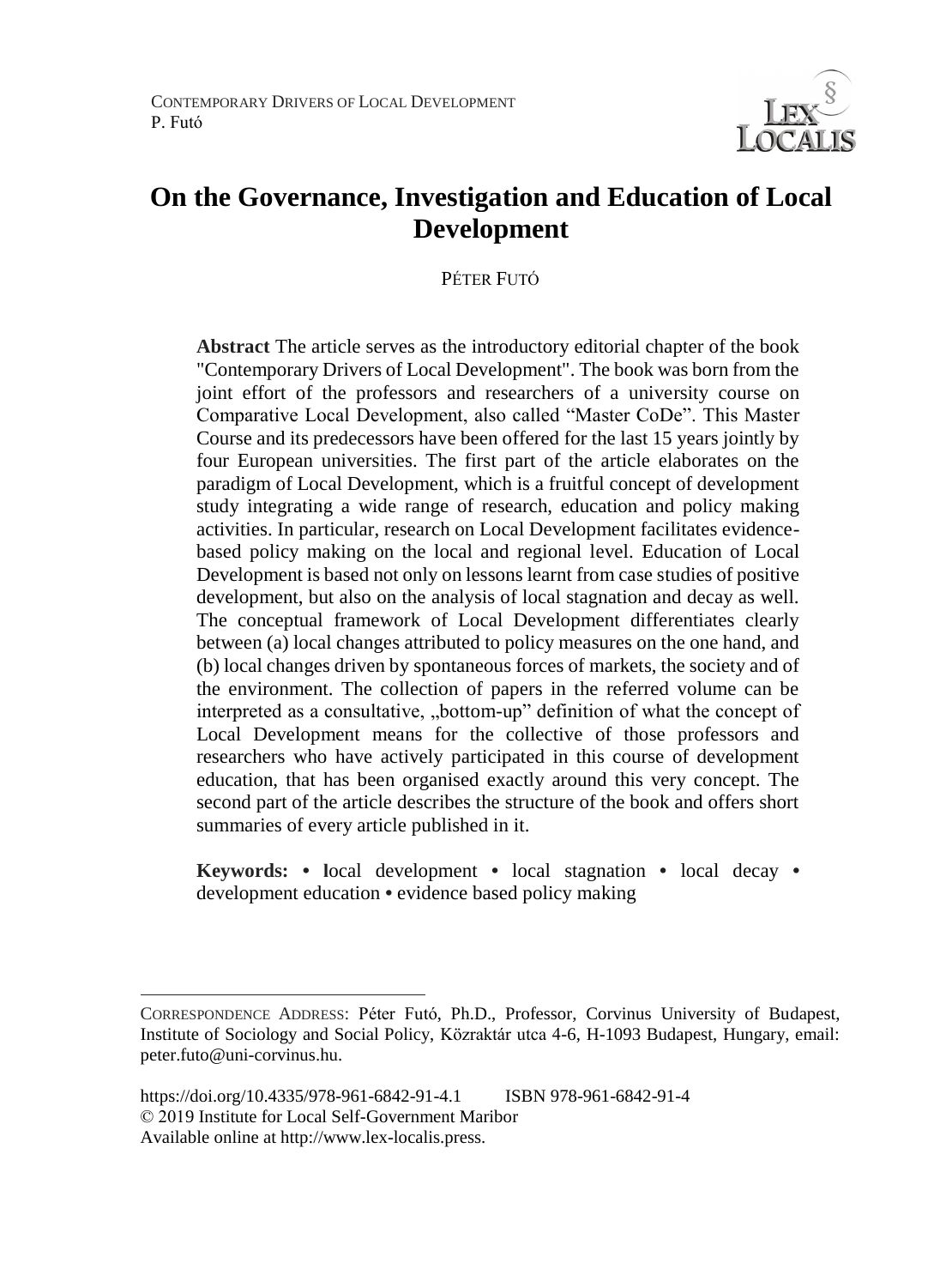# On the Governance, Investigation and Education of Local Development

PÉTER FUTÓ

**Abstract** The article serves as the introductory editorial chapter of the book "Contemporary Drivers of Local Development". The book was born from the joint effort of the professors and researchers of a university course on Comparative Local Development, also called "Master CoDe". This Master Course and its predecessors have been offered for the last 15 years jointly by four European universities. The first part of the article elaborates on the paradigm of Local Development, which is a fruitful concept of development study integrating a wide range of research, education and policy making activities. In particular, research on Local Development facilitates evidence-based policy making on the local and regional level. Education of Local Development is based not only on lessons learnt from case studies of positive development, but also on the analysis of local stagnation and decay as well. The conceptual framework of Local Development differentiates clearly between (a) local changes attributed to policy measures on the one hand, and (b) local changes driven by spontaneous forces of markets, the society and of the environment. The collection of papers in the referred volume can be interpreted as a consultative, „bottom-up" definition of what the concept of Local Development means for the collective of those professors and researchers who have actively participated in this course of development education, that has been organised exactly around this very concept. The second part of the article describes the structure of the book and offers short summaries of every article published in it.

**Keywords:** • local development • local stagnation • local decay • development education • evidence based policy making

---

CORRESPONDENCE ADDRESS: Péter Futó, Ph.D., Professor, Corvinus University of Budapest, Institute of Sociology and Social Policy, Közraktár utca 4-6, H-1093 Budapest, Hungary, email: peter.futo@uni-corvinus.hu.

https://doi.org/10.4335/978-961-6842-91-4.1 ISBN 978-961-6842-91-4
© 2019 Institute for Local Self-Government Maribor
Available online at http://www.lex-localis.press.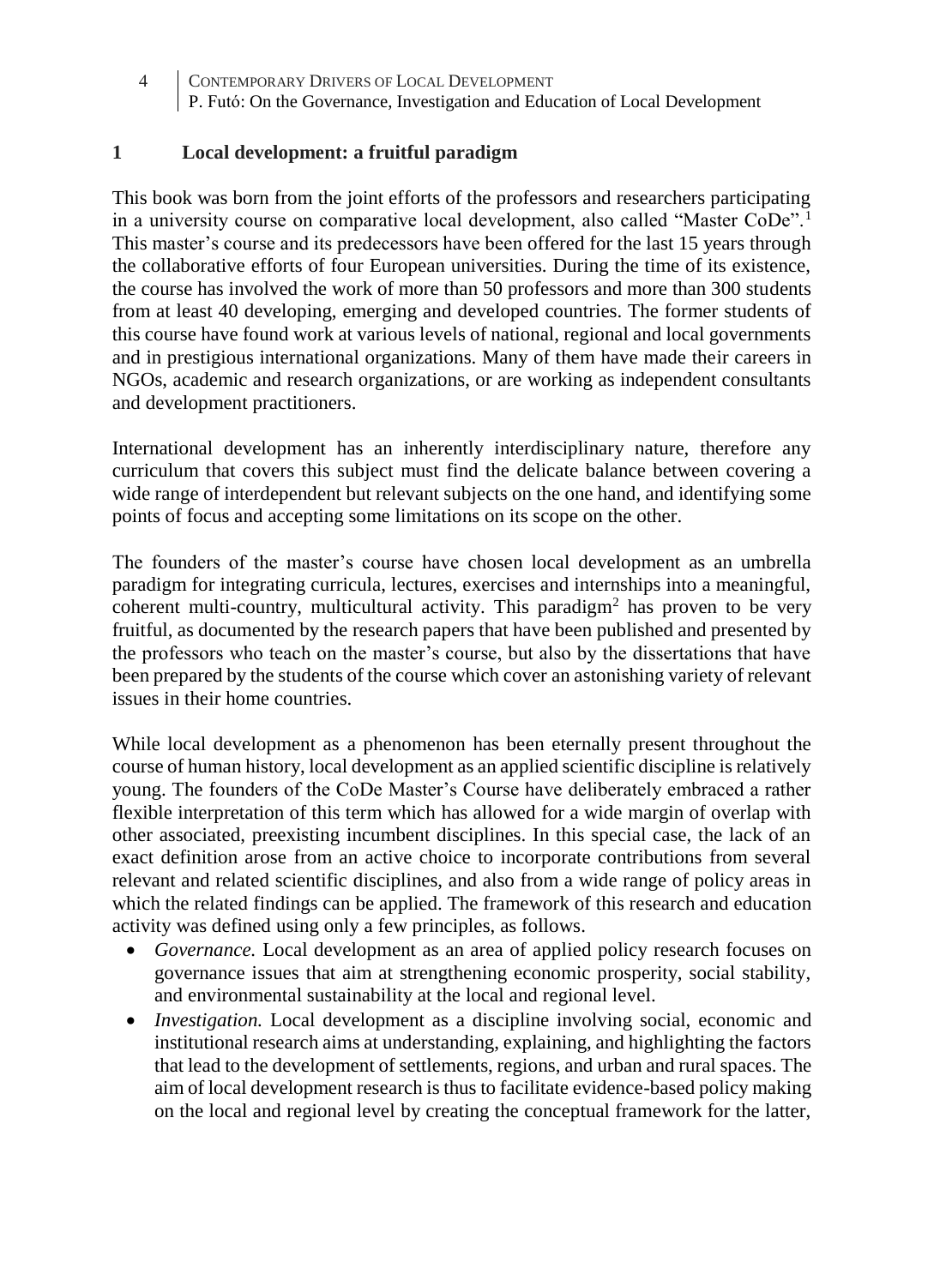## 1 Local development: a fruitful paradigm

This book was born from the joint efforts of the professors and researchers participating in a university course on comparative local development, also called "Master CoDe".[1] This master's course and its predecessors have been offered for the last 15 years through the collaborative efforts of four European universities. During the time of its existence, the course has involved the work of more than 50 professors and more than 300 students from at least 40 developing, emerging and developed countries. The former students of this course have found work at various levels of national, regional and local governments and in prestigious international organizations. Many of them have made their careers in NGOs, academic and research organizations, or are working as independent consultants and development practitioners.

International development has an inherently interdisciplinary nature, therefore any curriculum that covers this subject must find the delicate balance between covering a wide range of interdependent but relevant subjects on the one hand, and identifying some points of focus and accepting some limitations on its scope on the other.

The founders of the master's course have chosen local development as an umbrella paradigm for integrating curricula, lectures, exercises and internships into a meaningful, coherent multi-country, multicultural activity. This paradigm[2] has proven to be very fruitful, as documented by the research papers that have been published and presented by the professors who teach on the master's course, but also by the dissertations that have been prepared by the students of the course which cover an astonishing variety of relevant issues in their home countries.

While local development as a phenomenon has been eternally present throughout the course of human history, local development as an applied scientific discipline is relatively young. The founders of the CoDe Master's Course have deliberately embraced a rather flexible interpretation of this term which has allowed for a wide margin of overlap with other associated, preexisting incumbent disciplines. In this special case, the lack of an exact definition arose from an active choice to incorporate contributions from several relevant and related scientific disciplines, and also from a wide range of policy areas in which the related findings can be applied. The framework of this research and education activity was defined using only a few principles, as follows.

- *Governance.* Local development as an area of applied policy research focuses on governance issues that aim at strengthening economic prosperity, social stability, and environmental sustainability at the local and regional level.
- *Investigation.* Local development as a discipline involving social, economic and institutional research aims at understanding, explaining, and highlighting the factors that lead to the development of settlements, regions, and urban and rural spaces. The aim of local development research is thus to facilitate evidence-based policy making on the local and regional level by creating the conceptual framework for the latter,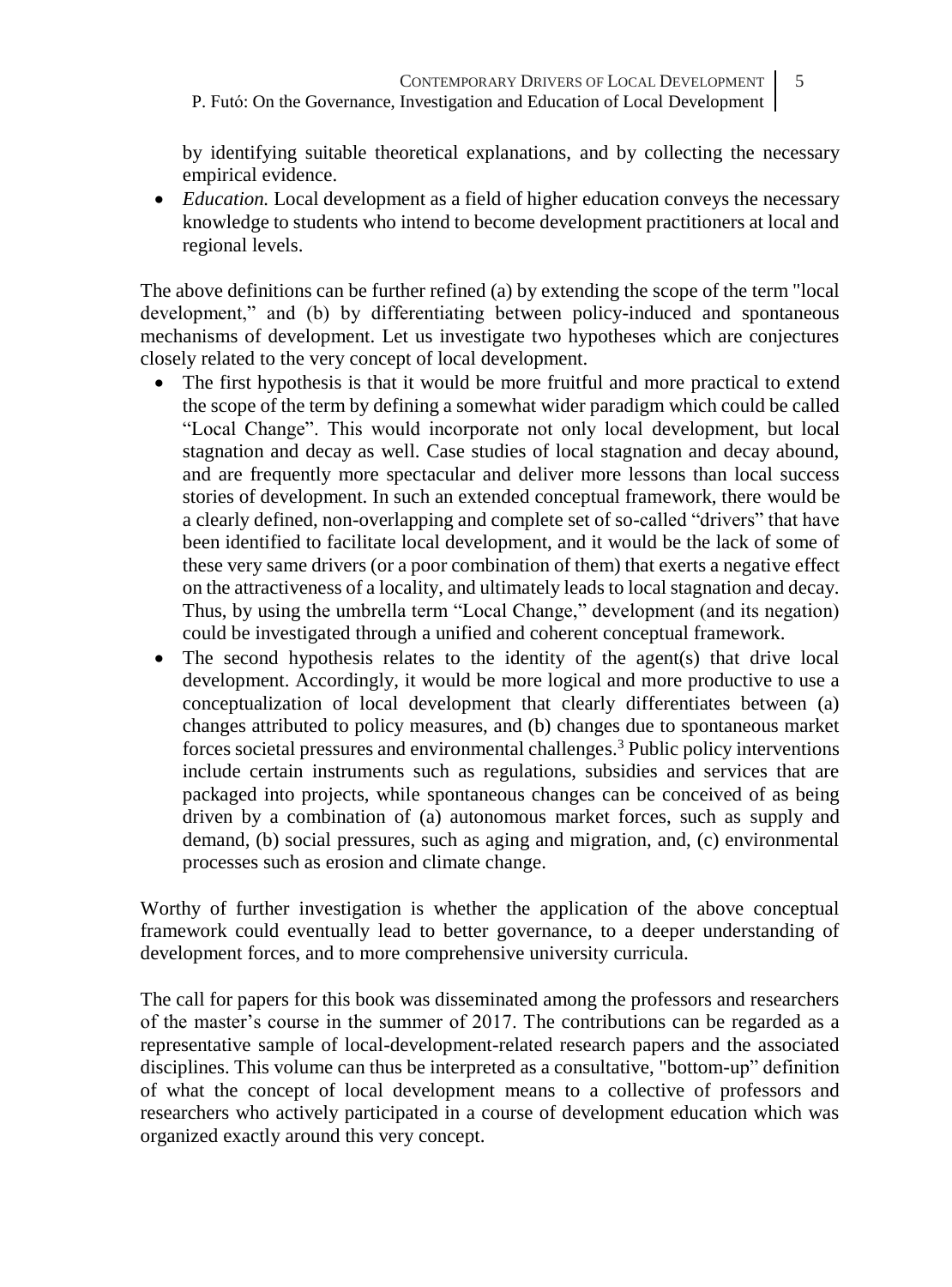by identifying suitable theoretical explanations, and by collecting the necessary empirical evidence.

- *Education.* Local development as a field of higher education conveys the necessary knowledge to students who intend to become development practitioners at local and regional levels.

The above definitions can be further refined (a) by extending the scope of the term "local development," and (b) by differentiating between policy-induced and spontaneous mechanisms of development. Let us investigate two hypotheses which are conjectures closely related to the very concept of local development.

- The first hypothesis is that it would be more fruitful and more practical to extend the scope of the term by defining a somewhat wider paradigm which could be called "Local Change". This would incorporate not only local development, but local stagnation and decay as well. Case studies of local stagnation and decay abound, and are frequently more spectacular and deliver more lessons than local success stories of development. In such an extended conceptual framework, there would be a clearly defined, non-overlapping and complete set of so-called "drivers" that have been identified to facilitate local development, and it would be the lack of some of these very same drivers (or a poor combination of them) that exerts a negative effect on the attractiveness of a locality, and ultimately leads to local stagnation and decay. Thus, by using the umbrella term "Local Change," development (and its negation) could be investigated through a unified and coherent conceptual framework.
- The second hypothesis relates to the identity of the agent(s) that drive local development. Accordingly, it would be more logical and more productive to use a conceptualization of local development that clearly differentiates between (a) changes attributed to policy measures, and (b) changes due to spontaneous market forces societal pressures and environmental challenges.[3] Public policy interventions include certain instruments such as regulations, subsidies and services that are packaged into projects, while spontaneous changes can be conceived of as being driven by a combination of (a) autonomous market forces, such as supply and demand, (b) social pressures, such as aging and migration, and, (c) environmental processes such as erosion and climate change.

Worthy of further investigation is whether the application of the above conceptual framework could eventually lead to better governance, to a deeper understanding of development forces, and to more comprehensive university curricula.

The call for papers for this book was disseminated among the professors and researchers of the master's course in the summer of 2017. The contributions can be regarded as a representative sample of local-development-related research papers and the associated disciplines. This volume can thus be interpreted as a consultative, "bottom-up" definition of what the concept of local development means to a collective of professors and researchers who actively participated in a course of development education which was organized exactly around this very concept.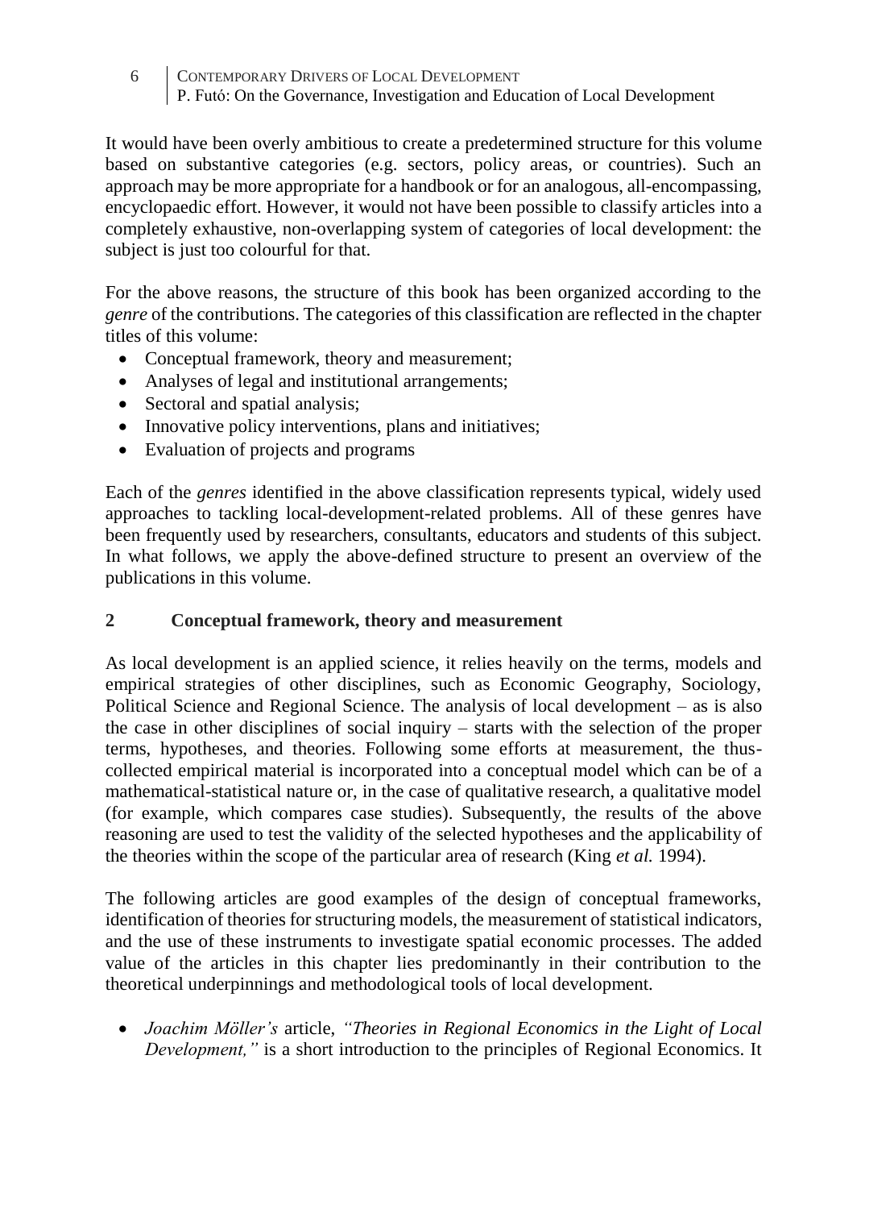It would have been overly ambitious to create a predetermined structure for this volume based on substantive categories (e.g. sectors, policy areas, or countries). Such an approach may be more appropriate for a handbook or for an analogous, all-encompassing, encyclopaedic effort. However, it would not have been possible to classify articles into a completely exhaustive, non-overlapping system of categories of local development: the subject is just too colourful for that.

For the above reasons, the structure of this book has been organized according to the *genre* of the contributions. The categories of this classification are reflected in the chapter titles of this volume:

- Conceptual framework, theory and measurement;
- Analyses of legal and institutional arrangements;
- Sectoral and spatial analysis;
- Innovative policy interventions, plans and initiatives;
- Evaluation of projects and programs

Each of the *genres* identified in the above classification represents typical, widely used approaches to tackling local-development-related problems. All of these genres have been frequently used by researchers, consultants, educators and students of this subject. In what follows, we apply the above-defined structure to present an overview of the publications in this volume.

## 2 Conceptual framework, theory and measurement

As local development is an applied science, it relies heavily on the terms, models and empirical strategies of other disciplines, such as Economic Geography, Sociology, Political Science and Regional Science. The analysis of local development – as is also the case in other disciplines of social inquiry – starts with the selection of the proper terms, hypotheses, and theories. Following some efforts at measurement, the thus-collected empirical material is incorporated into a conceptual model which can be of a mathematical-statistical nature or, in the case of qualitative research, a qualitative model (for example, which compares case studies). Subsequently, the results of the above reasoning are used to test the validity of the selected hypotheses and the applicability of the theories within the scope of the particular area of research (King *et al.* 1994).

The following articles are good examples of the design of conceptual frameworks, identification of theories for structuring models, the measurement of statistical indicators, and the use of these instruments to investigate spatial economic processes. The added value of the articles in this chapter lies predominantly in their contribution to the theoretical underpinnings and methodological tools of local development.

- *Joachim Möller's* article, *"Theories in Regional Economics in the Light of Local Development,"* is a short introduction to the principles of Regional Economics. It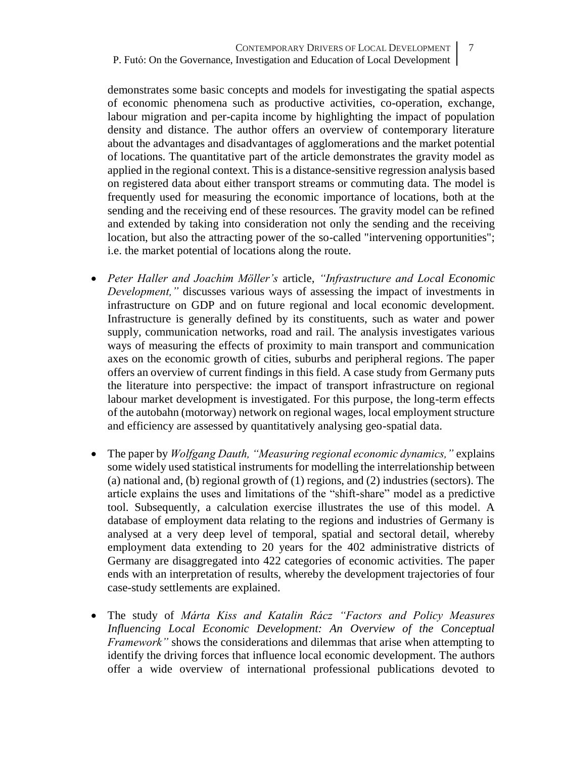demonstrates some basic concepts and models for investigating the spatial aspects of economic phenomena such as productive activities, co-operation, exchange, labour migration and per-capita income by highlighting the impact of population density and distance. The author offers an overview of contemporary literature about the advantages and disadvantages of agglomerations and the market potential of locations. The quantitative part of the article demonstrates the gravity model as applied in the regional context. This is a distance-sensitive regression analysis based on registered data about either transport streams or commuting data. The model is frequently used for measuring the economic importance of locations, both at the sending and the receiving end of these resources. The gravity model can be refined and extended by taking into consideration not only the sending and the receiving location, but also the attracting power of the so-called "intervening opportunities"; i.e. the market potential of locations along the route.

- *Peter Haller and Joachim Möller's* article, *"Infrastructure and Local Economic Development,"* discusses various ways of assessing the impact of investments in infrastructure on GDP and on future regional and local economic development. Infrastructure is generally defined by its constituents, such as water and power supply, communication networks, road and rail. The analysis investigates various ways of measuring the effects of proximity to main transport and communication axes on the economic growth of cities, suburbs and peripheral regions. The paper offers an overview of current findings in this field. A case study from Germany puts the literature into perspective: the impact of transport infrastructure on regional labour market development is investigated. For this purpose, the long-term effects of the autobahn (motorway) network on regional wages, local employment structure and efficiency are assessed by quantitatively analysing geo-spatial data.

- The paper by *Wolfgang Dauth, "Measuring regional economic dynamics,"* explains some widely used statistical instruments for modelling the interrelationship between (a) national and, (b) regional growth of (1) regions, and (2) industries (sectors). The article explains the uses and limitations of the "shift-share" model as a predictive tool. Subsequently, a calculation exercise illustrates the use of this model. A database of employment data relating to the regions and industries of Germany is analysed at a very deep level of temporal, spatial and sectoral detail, whereby employment data extending to 20 years for the 402 administrative districts of Germany are disaggregated into 422 categories of economic activities. The paper ends with an interpretation of results, whereby the development trajectories of four case-study settlements are explained.

- The study of *Márta Kiss and Katalin Rácz "Factors and Policy Measures Influencing Local Economic Development: An Overview of the Conceptual Framework"* shows the considerations and dilemmas that arise when attempting to identify the driving forces that influence local economic development. The authors offer a wide overview of international professional publications devoted to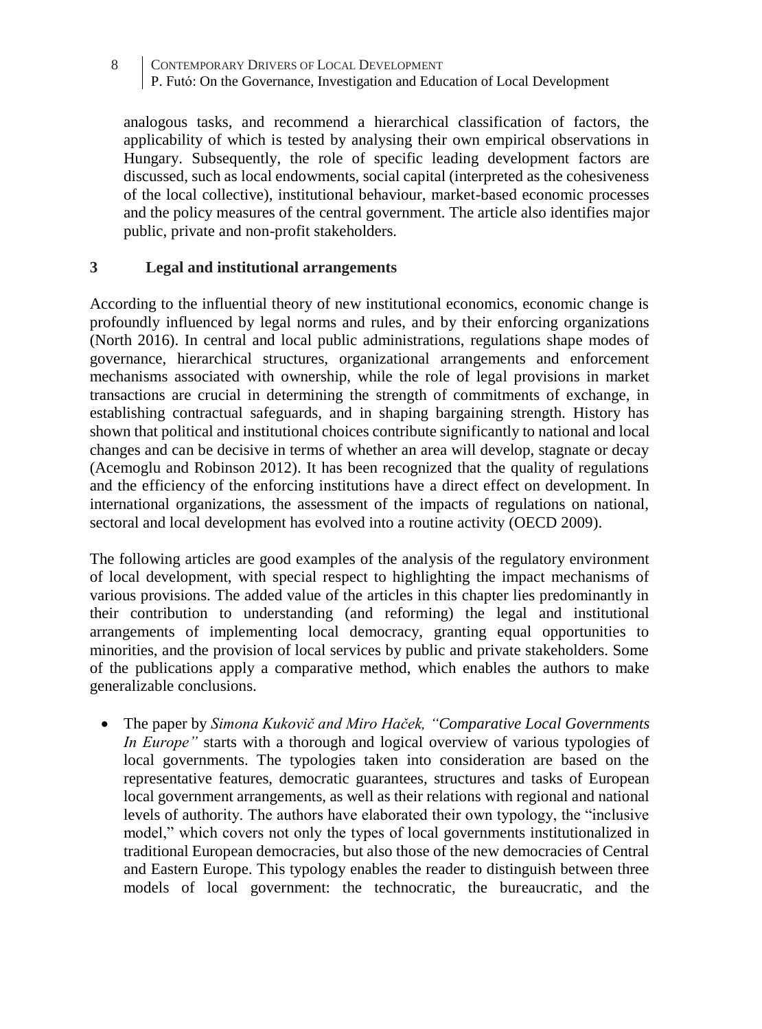analogous tasks, and recommend a hierarchical classification of factors, the applicability of which is tested by analysing their own empirical observations in Hungary. Subsequently, the role of specific leading development factors are discussed, such as local endowments, social capital (interpreted as the cohesiveness of the local collective), institutional behaviour, market-based economic processes and the policy measures of the central government. The article also identifies major public, private and non-profit stakeholders.

## 3 Legal and institutional arrangements

According to the influential theory of new institutional economics, economic change is profoundly influenced by legal norms and rules, and by their enforcing organizations (North 2016). In central and local public administrations, regulations shape modes of governance, hierarchical structures, organizational arrangements and enforcement mechanisms associated with ownership, while the role of legal provisions in market transactions are crucial in determining the strength of commitments of exchange, in establishing contractual safeguards, and in shaping bargaining strength. History has shown that political and institutional choices contribute significantly to national and local changes and can be decisive in terms of whether an area will develop, stagnate or decay (Acemoglu and Robinson 2012). It has been recognized that the quality of regulations and the efficiency of the enforcing institutions have a direct effect on development. In international organizations, the assessment of the impacts of regulations on national, sectoral and local development has evolved into a routine activity (OECD 2009).

The following articles are good examples of the analysis of the regulatory environment of local development, with special respect to highlighting the impact mechanisms of various provisions. The added value of the articles in this chapter lies predominantly in their contribution to understanding (and reforming) the legal and institutional arrangements of implementing local democracy, granting equal opportunities to minorities, and the provision of local services by public and private stakeholders. Some of the publications apply a comparative method, which enables the authors to make generalizable conclusions.

- The paper by *Simona Kukovič and Miro Haček, "Comparative Local Governments In Europe"* starts with a thorough and logical overview of various typologies of local governments. The typologies taken into consideration are based on the representative features, democratic guarantees, structures and tasks of European local government arrangements, as well as their relations with regional and national levels of authority. The authors have elaborated their own typology, the "inclusive model," which covers not only the types of local governments institutionalized in traditional European democracies, but also those of the new democracies of Central and Eastern Europe. This typology enables the reader to distinguish between three models of local government: the technocratic, the bureaucratic, and the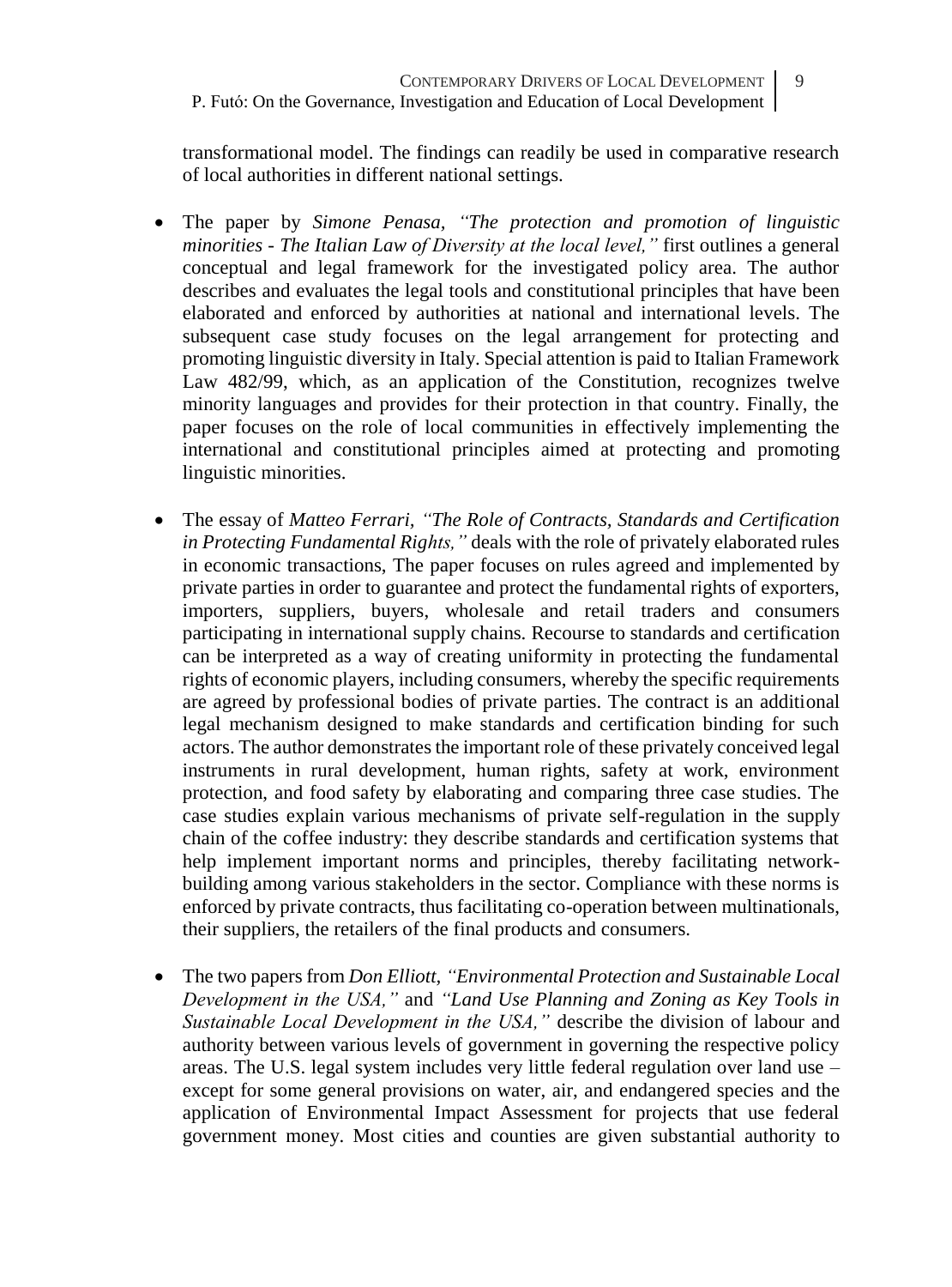transformational model. The findings can readily be used in comparative research of local authorities in different national settings.

- The paper by *Simone Penasa, "The protection and promotion of linguistic minorities - The Italian Law of Diversity at the local level,"* first outlines a general conceptual and legal framework for the investigated policy area. The author describes and evaluates the legal tools and constitutional principles that have been elaborated and enforced by authorities at national and international levels. The subsequent case study focuses on the legal arrangement for protecting and promoting linguistic diversity in Italy. Special attention is paid to Italian Framework Law 482/99, which, as an application of the Constitution, recognizes twelve minority languages and provides for their protection in that country. Finally, the paper focuses on the role of local communities in effectively implementing the international and constitutional principles aimed at protecting and promoting linguistic minorities.

- The essay of *Matteo Ferrari, "The Role of Contracts, Standards and Certification in Protecting Fundamental Rights,"* deals with the role of privately elaborated rules in economic transactions, The paper focuses on rules agreed and implemented by private parties in order to guarantee and protect the fundamental rights of exporters, importers, suppliers, buyers, wholesale and retail traders and consumers participating in international supply chains. Recourse to standards and certification can be interpreted as a way of creating uniformity in protecting the fundamental rights of economic players, including consumers, whereby the specific requirements are agreed by professional bodies of private parties. The contract is an additional legal mechanism designed to make standards and certification binding for such actors. The author demonstrates the important role of these privately conceived legal instruments in rural development, human rights, safety at work, environment protection, and food safety by elaborating and comparing three case studies. The case studies explain various mechanisms of private self-regulation in the supply chain of the coffee industry: they describe standards and certification systems that help implement important norms and principles, thereby facilitating network-building among various stakeholders in the sector. Compliance with these norms is enforced by private contracts, thus facilitating co-operation between multinationals, their suppliers, the retailers of the final products and consumers.

- The two papers from *Don Elliott, "Environmental Protection and Sustainable Local Development in the USA,"* and *"Land Use Planning and Zoning as Key Tools in Sustainable Local Development in the USA,"* describe the division of labour and authority between various levels of government in governing the respective policy areas. The U.S. legal system includes very little federal regulation over land use – except for some general provisions on water, air, and endangered species and the application of Environmental Impact Assessment for projects that use federal government money. Most cities and counties are given substantial authority to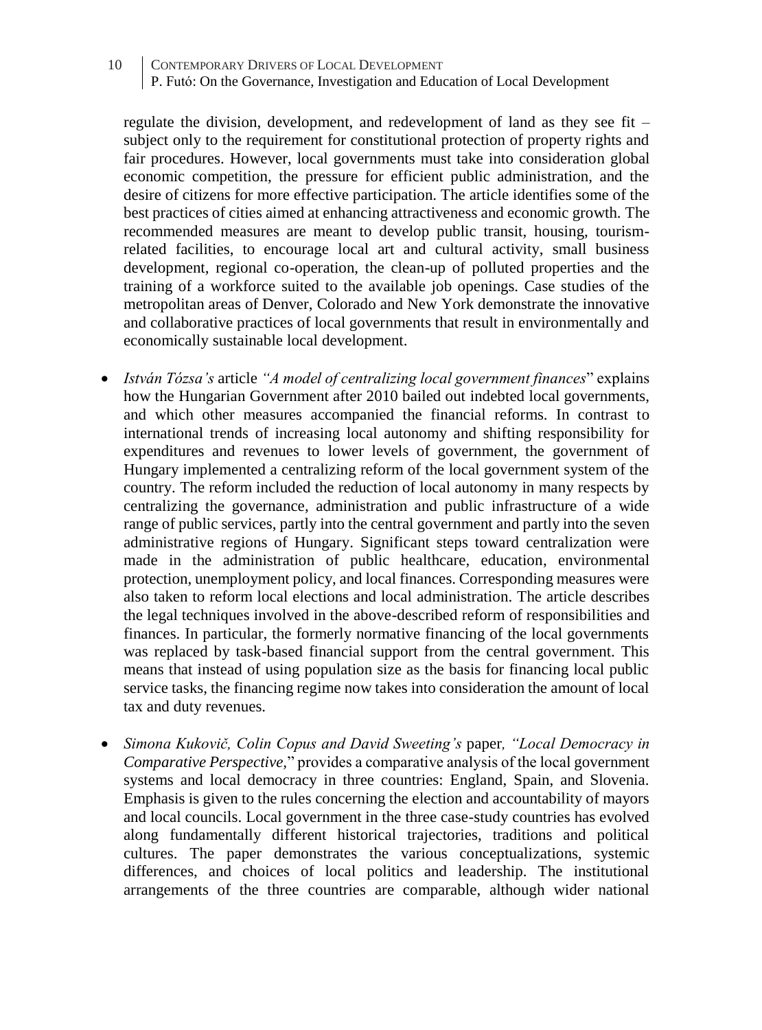regulate the division, development, and redevelopment of land as they see fit – subject only to the requirement for constitutional protection of property rights and fair procedures. However, local governments must take into consideration global economic competition, the pressure for efficient public administration, and the desire of citizens for more effective participation. The article identifies some of the best practices of cities aimed at enhancing attractiveness and economic growth. The recommended measures are meant to develop public transit, housing, tourism-related facilities, to encourage local art and cultural activity, small business development, regional co-operation, the clean-up of polluted properties and the training of a workforce suited to the available job openings. Case studies of the metropolitan areas of Denver, Colorado and New York demonstrate the innovative and collaborative practices of local governments that result in environmentally and economically sustainable local development.

- *István Tózsa's* article *"A model of centralizing local government finances*" explains how the Hungarian Government after 2010 bailed out indebted local governments, and which other measures accompanied the financial reforms. In contrast to international trends of increasing local autonomy and shifting responsibility for expenditures and revenues to lower levels of government, the government of Hungary implemented a centralizing reform of the local government system of the country. The reform included the reduction of local autonomy in many respects by centralizing the governance, administration and public infrastructure of a wide range of public services, partly into the central government and partly into the seven administrative regions of Hungary. Significant steps toward centralization were made in the administration of public healthcare, education, environmental protection, unemployment policy, and local finances. Corresponding measures were also taken to reform local elections and local administration. The article describes the legal techniques involved in the above-described reform of responsibilities and finances. In particular, the formerly normative financing of the local governments was replaced by task-based financial support from the central government. This means that instead of using population size as the basis for financing local public service tasks, the financing regime now takes into consideration the amount of local tax and duty revenues.

- *Simona Kukovič, Colin Copus and David Sweeting's* paper*, "Local Democracy in Comparative Perspective,*" provides a comparative analysis of the local government systems and local democracy in three countries: England, Spain, and Slovenia. Emphasis is given to the rules concerning the election and accountability of mayors and local councils. Local government in the three case-study countries has evolved along fundamentally different historical trajectories, traditions and political cultures. The paper demonstrates the various conceptualizations, systemic differences, and choices of local politics and leadership. The institutional arrangements of the three countries are comparable, although wider national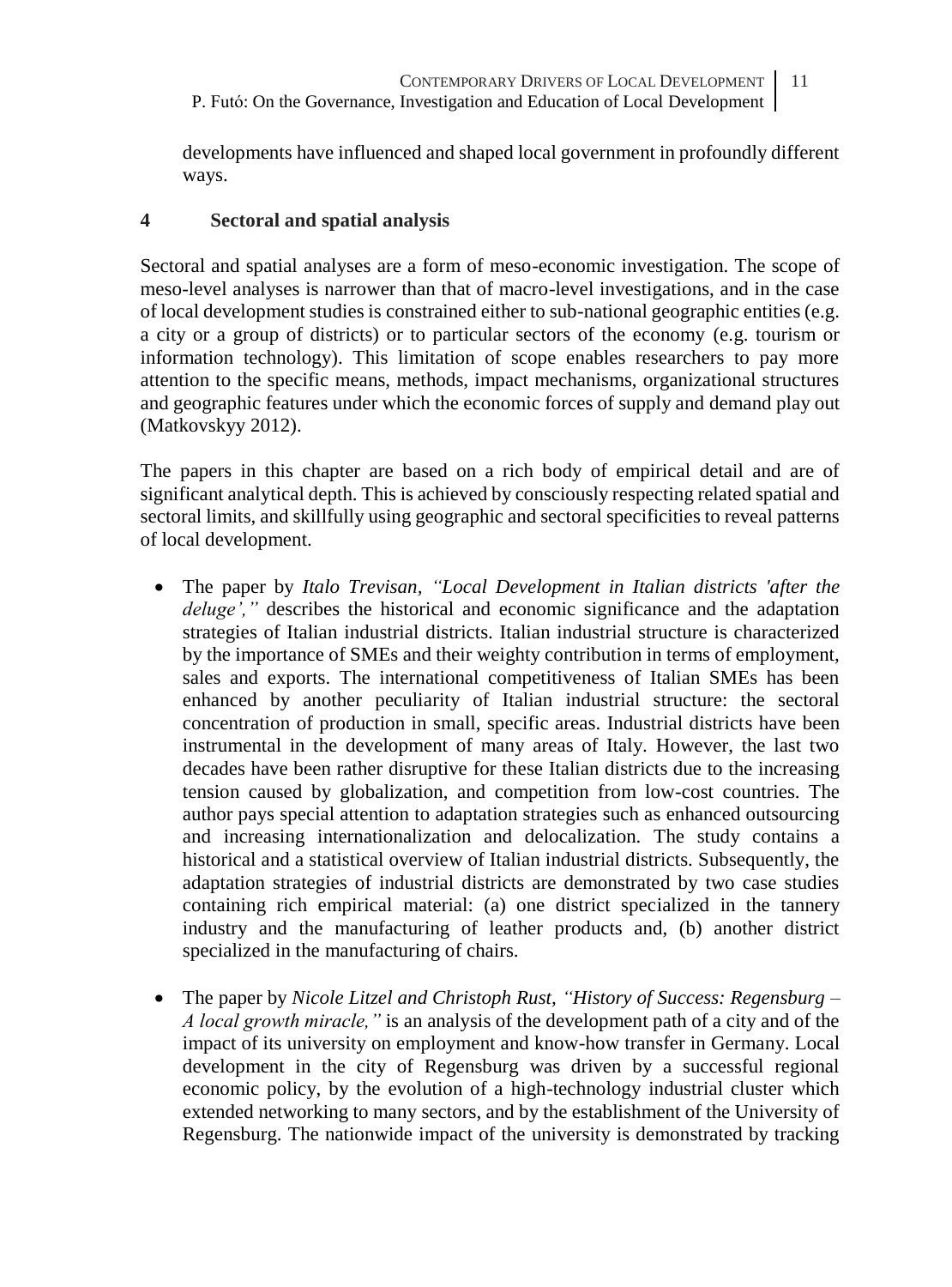developments have influenced and shaped local government in profoundly different ways.

## 4 Sectoral and spatial analysis

Sectoral and spatial analyses are a form of meso-economic investigation. The scope of meso-level analyses is narrower than that of macro-level investigations, and in the case of local development studies is constrained either to sub-national geographic entities (e.g. a city or a group of districts) or to particular sectors of the economy (e.g. tourism or information technology). This limitation of scope enables researchers to pay more attention to the specific means, methods, impact mechanisms, organizational structures and geographic features under which the economic forces of supply and demand play out (Matkovskyy 2012).

The papers in this chapter are based on a rich body of empirical detail and are of significant analytical depth. This is achieved by consciously respecting related spatial and sectoral limits, and skillfully using geographic and sectoral specificities to reveal patterns of local development.

- The paper by *Italo Trevisan, "Local Development in Italian districts 'after the deluge',"* describes the historical and economic significance and the adaptation strategies of Italian industrial districts. Italian industrial structure is characterized by the importance of SMEs and their weighty contribution in terms of employment, sales and exports. The international competitiveness of Italian SMEs has been enhanced by another peculiarity of Italian industrial structure: the sectoral concentration of production in small, specific areas. Industrial districts have been instrumental in the development of many areas of Italy. However, the last two decades have been rather disruptive for these Italian districts due to the increasing tension caused by globalization, and competition from low-cost countries. The author pays special attention to adaptation strategies such as enhanced outsourcing and increasing internationalization and delocalization. The study contains a historical and a statistical overview of Italian industrial districts. Subsequently, the adaptation strategies of industrial districts are demonstrated by two case studies containing rich empirical material: (a) one district specialized in the tannery industry and the manufacturing of leather products and, (b) another district specialized in the manufacturing of chairs.

- The paper by *Nicole Litzel and Christoph Rust, "History of Success: Regensburg – A local growth miracle,"* is an analysis of the development path of a city and of the impact of its university on employment and know-how transfer in Germany. Local development in the city of Regensburg was driven by a successful regional economic policy, by the evolution of a high-technology industrial cluster which extended networking to many sectors, and by the establishment of the University of Regensburg. The nationwide impact of the university is demonstrated by tracking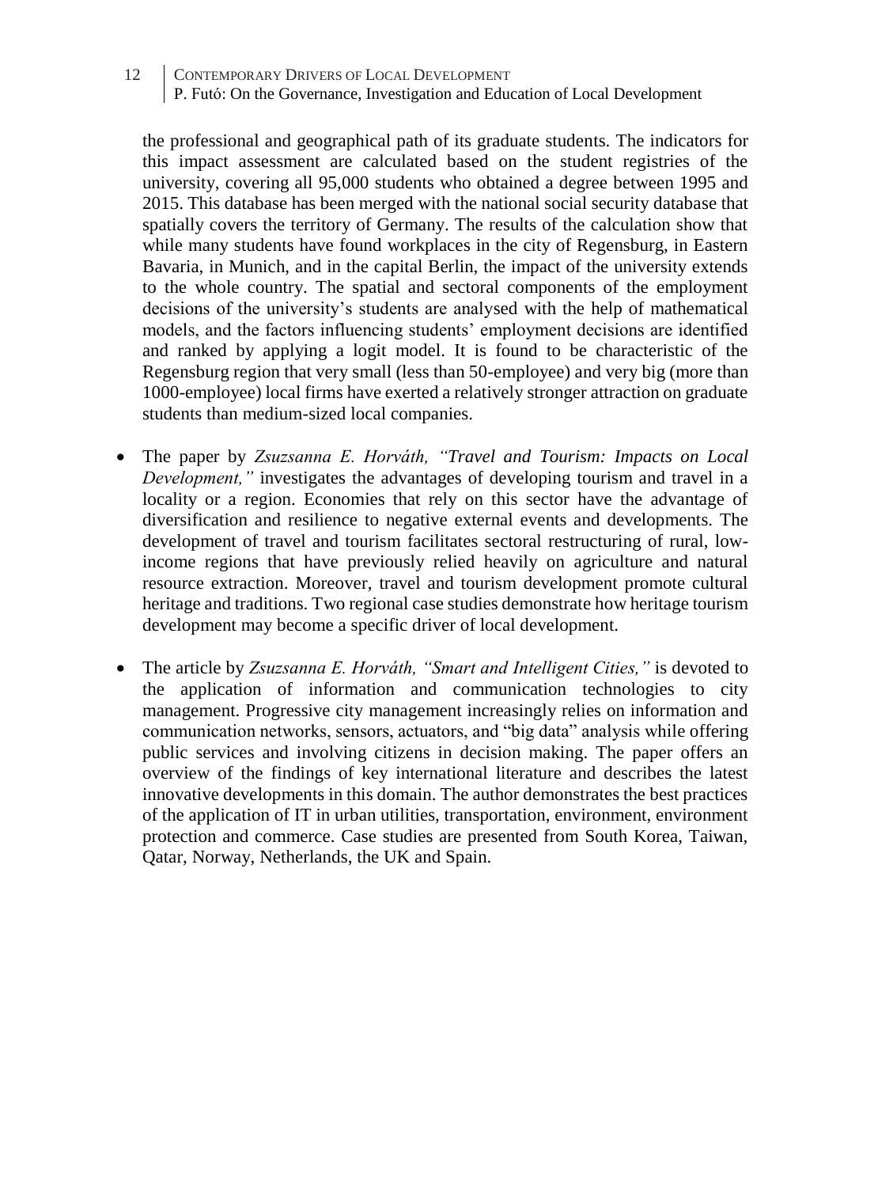the professional and geographical path of its graduate students. The indicators for this impact assessment are calculated based on the student registries of the university, covering all 95,000 students who obtained a degree between 1995 and 2015. This database has been merged with the national social security database that spatially covers the territory of Germany. The results of the calculation show that while many students have found workplaces in the city of Regensburg, in Eastern Bavaria, in Munich, and in the capital Berlin, the impact of the university extends to the whole country. The spatial and sectoral components of the employment decisions of the university's students are analysed with the help of mathematical models, and the factors influencing students' employment decisions are identified and ranked by applying a logit model. It is found to be characteristic of the Regensburg region that very small (less than 50-employee) and very big (more than 1000-employee) local firms have exerted a relatively stronger attraction on graduate students than medium-sized local companies.

- The paper by *Zsuzsanna E. Horváth, "Travel and Tourism: Impacts on Local Development,"* investigates the advantages of developing tourism and travel in a locality or a region. Economies that rely on this sector have the advantage of diversification and resilience to negative external events and developments. The development of travel and tourism facilitates sectoral restructuring of rural, low-income regions that have previously relied heavily on agriculture and natural resource extraction. Moreover, travel and tourism development promote cultural heritage and traditions. Two regional case studies demonstrate how heritage tourism development may become a specific driver of local development.

- The article by *Zsuzsanna E. Horváth, "Smart and Intelligent Cities,"* is devoted to the application of information and communication technologies to city management. Progressive city management increasingly relies on information and communication networks, sensors, actuators, and "big data" analysis while offering public services and involving citizens in decision making. The paper offers an overview of the findings of key international literature and describes the latest innovative developments in this domain. The author demonstrates the best practices of the application of IT in urban utilities, transportation, environment, environment protection and commerce. Case studies are presented from South Korea, Taiwan, Qatar, Norway, Netherlands, the UK and Spain.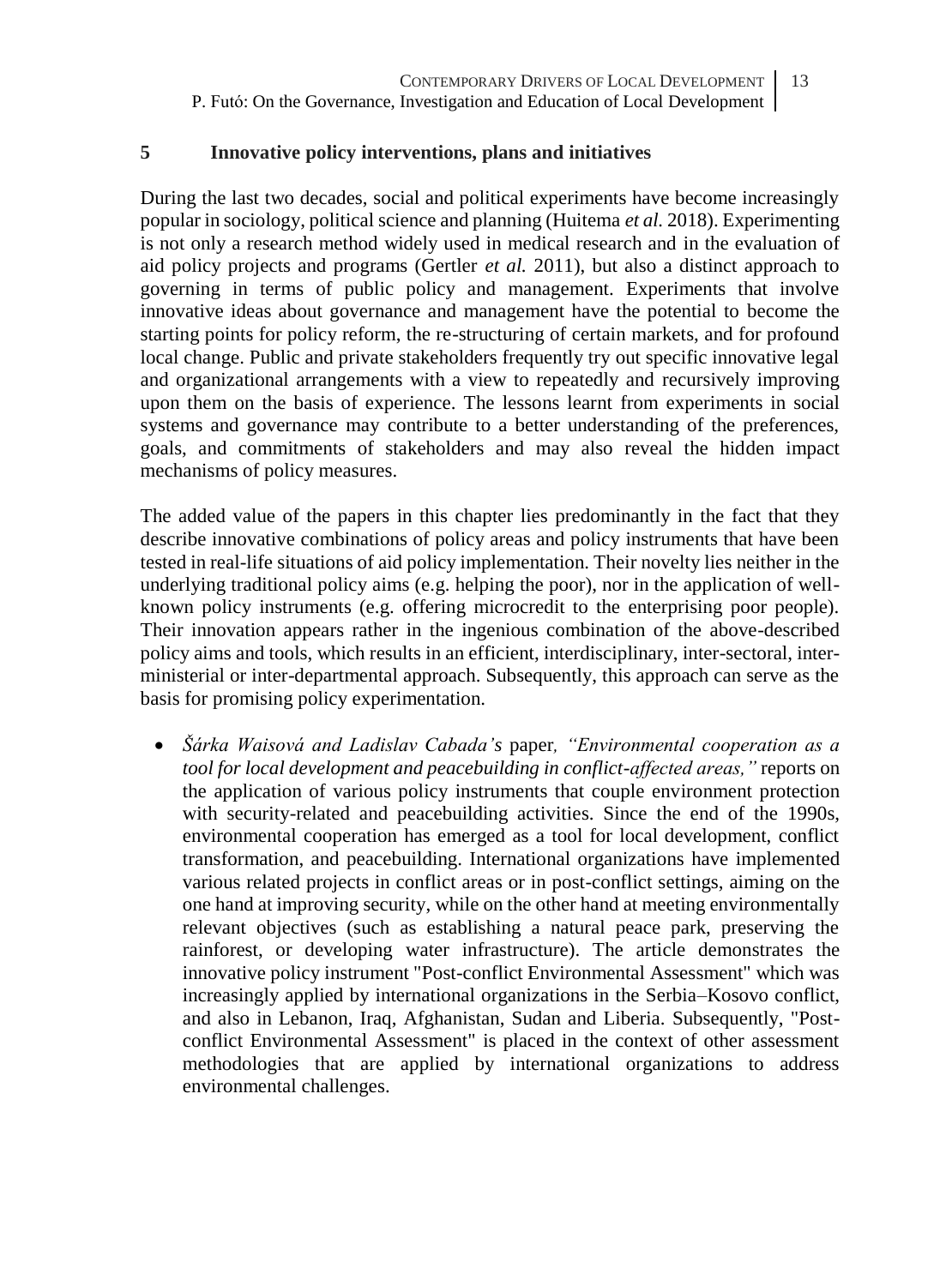## 5 Innovative policy interventions, plans and initiatives

During the last two decades, social and political experiments have become increasingly popular in sociology, political science and planning (Huitema *et al.* 2018). Experimenting is not only a research method widely used in medical research and in the evaluation of aid policy projects and programs (Gertler *et al.* 2011), but also a distinct approach to governing in terms of public policy and management. Experiments that involve innovative ideas about governance and management have the potential to become the starting points for policy reform, the re-structuring of certain markets, and for profound local change. Public and private stakeholders frequently try out specific innovative legal and organizational arrangements with a view to repeatedly and recursively improving upon them on the basis of experience. The lessons learnt from experiments in social systems and governance may contribute to a better understanding of the preferences, goals, and commitments of stakeholders and may also reveal the hidden impact mechanisms of policy measures.

The added value of the papers in this chapter lies predominantly in the fact that they describe innovative combinations of policy areas and policy instruments that have been tested in real-life situations of aid policy implementation. Their novelty lies neither in the underlying traditional policy aims (e.g. helping the poor), nor in the application of well-known policy instruments (e.g. offering microcredit to the enterprising poor people). Their innovation appears rather in the ingenious combination of the above-described policy aims and tools, which results in an efficient, interdisciplinary, inter-sectoral, inter-ministerial or inter-departmental approach. Subsequently, this approach can serve as the basis for promising policy experimentation.

- *Šárka Waisová and Ladislav Cabada's* paper*, "Environmental cooperation as a tool for local development and peacebuilding in conflict-affected areas,"* reports on the application of various policy instruments that couple environment protection with security-related and peacebuilding activities. Since the end of the 1990s, environmental cooperation has emerged as a tool for local development, conflict transformation, and peacebuilding. International organizations have implemented various related projects in conflict areas or in post-conflict settings, aiming on the one hand at improving security, while on the other hand at meeting environmentally relevant objectives (such as establishing a natural peace park, preserving the rainforest, or developing water infrastructure). The article demonstrates the innovative policy instrument "Post-conflict Environmental Assessment" which was increasingly applied by international organizations in the Serbia–Kosovo conflict, and also in Lebanon, Iraq, Afghanistan, Sudan and Liberia. Subsequently, "Post-conflict Environmental Assessment" is placed in the context of other assessment methodologies that are applied by international organizations to address environmental challenges.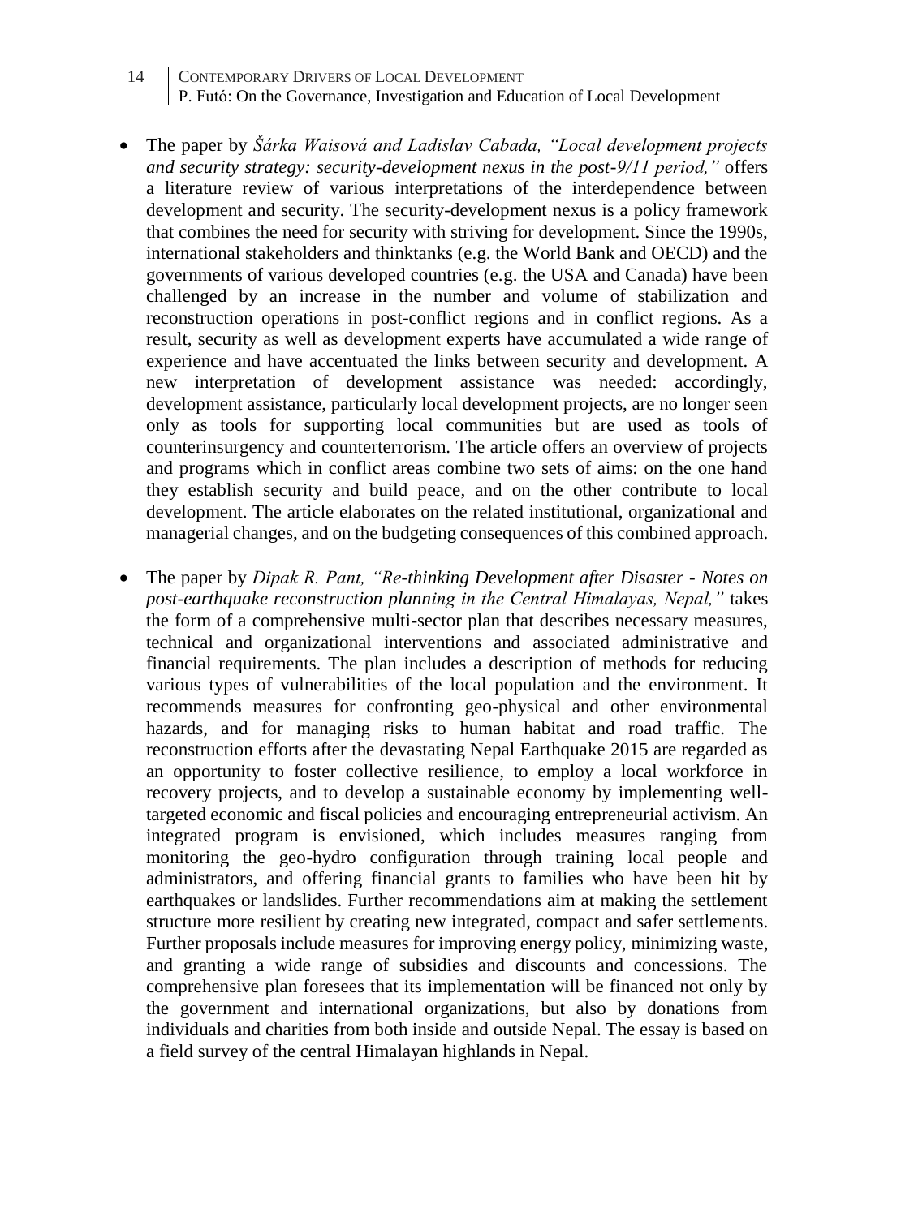- The paper by *Šárka Waisová and Ladislav Cabada, "Local development projects and security strategy: security-development nexus in the post-9/11 period,"* offers a literature review of various interpretations of the interdependence between development and security. The security-development nexus is a policy framework that combines the need for security with striving for development. Since the 1990s, international stakeholders and thinktanks (e.g. the World Bank and OECD) and the governments of various developed countries (e.g. the USA and Canada) have been challenged by an increase in the number and volume of stabilization and reconstruction operations in post-conflict regions and in conflict regions. As a result, security as well as development experts have accumulated a wide range of experience and have accentuated the links between security and development. A new interpretation of development assistance was needed: accordingly, development assistance, particularly local development projects, are no longer seen only as tools for supporting local communities but are used as tools of counterinsurgency and counterterrorism. The article offers an overview of projects and programs which in conflict areas combine two sets of aims: on the one hand they establish security and build peace, and on the other contribute to local development. The article elaborates on the related institutional, organizational and managerial changes, and on the budgeting consequences of this combined approach.

- The paper by *Dipak R. Pant, "Re-thinking Development after Disaster - Notes on post-earthquake reconstruction planning in the Central Himalayas, Nepal,"* takes the form of a comprehensive multi-sector plan that describes necessary measures, technical and organizational interventions and associated administrative and financial requirements. The plan includes a description of methods for reducing various types of vulnerabilities of the local population and the environment. It recommends measures for confronting geo-physical and other environmental hazards, and for managing risks to human habitat and road traffic. The reconstruction efforts after the devastating Nepal Earthquake 2015 are regarded as an opportunity to foster collective resilience, to employ a local workforce in recovery projects, and to develop a sustainable economy by implementing well-targeted economic and fiscal policies and encouraging entrepreneurial activism. An integrated program is envisioned, which includes measures ranging from monitoring the geo-hydro configuration through training local people and administrators, and offering financial grants to families who have been hit by earthquakes or landslides. Further recommendations aim at making the settlement structure more resilient by creating new integrated, compact and safer settlements. Further proposals include measures for improving energy policy, minimizing waste, and granting a wide range of subsidies and discounts and concessions. The comprehensive plan foresees that its implementation will be financed not only by the government and international organizations, but also by donations from individuals and charities from both inside and outside Nepal. The essay is based on a field survey of the central Himalayan highlands in Nepal.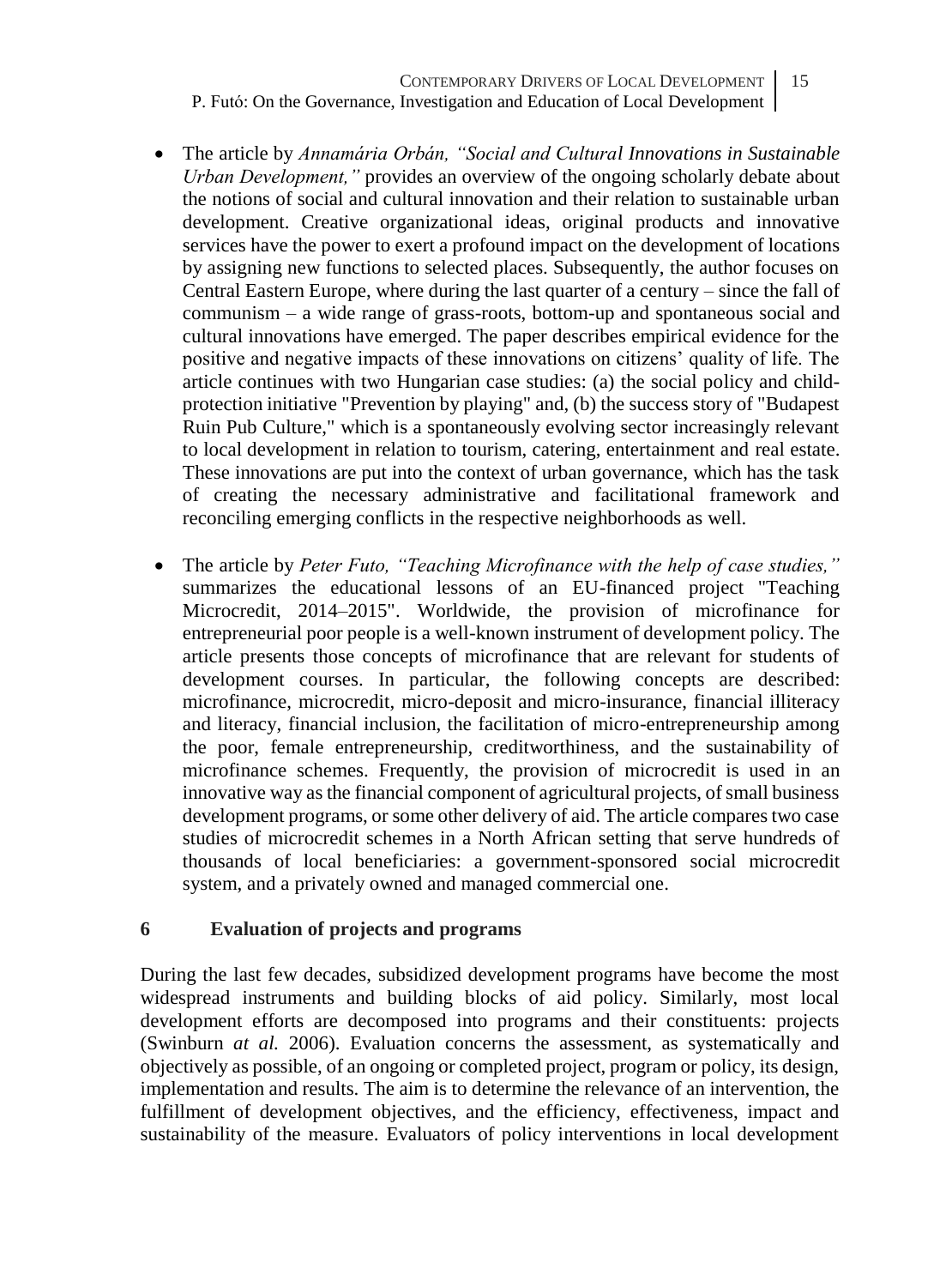- The article by *Annamária Orbán, "Social and Cultural Innovations in Sustainable Urban Development,"* provides an overview of the ongoing scholarly debate about the notions of social and cultural innovation and their relation to sustainable urban development. Creative organizational ideas, original products and innovative services have the power to exert a profound impact on the development of locations by assigning new functions to selected places. Subsequently, the author focuses on Central Eastern Europe, where during the last quarter of a century – since the fall of communism – a wide range of grass-roots, bottom-up and spontaneous social and cultural innovations have emerged. The paper describes empirical evidence for the positive and negative impacts of these innovations on citizens' quality of life. The article continues with two Hungarian case studies: (a) the social policy and child-protection initiative "Prevention by playing" and, (b) the success story of "Budapest Ruin Pub Culture," which is a spontaneously evolving sector increasingly relevant to local development in relation to tourism, catering, entertainment and real estate. These innovations are put into the context of urban governance, which has the task of creating the necessary administrative and facilitational framework and reconciling emerging conflicts in the respective neighborhoods as well.

- The article by *Peter Futo, "Teaching Microfinance with the help of case studies,"* summarizes the educational lessons of an EU-financed project "Teaching Microcredit, 2014–2015". Worldwide, the provision of microfinance for entrepreneurial poor people is a well-known instrument of development policy. The article presents those concepts of microfinance that are relevant for students of development courses. In particular, the following concepts are described: microfinance, microcredit, micro-deposit and micro-insurance, financial illiteracy and literacy, financial inclusion, the facilitation of micro-entrepreneurship among the poor, female entrepreneurship, creditworthiness, and the sustainability of microfinance schemes. Frequently, the provision of microcredit is used in an innovative way as the financial component of agricultural projects, of small business development programs, or some other delivery of aid. The article compares two case studies of microcredit schemes in a North African setting that serve hundreds of thousands of local beneficiaries: a government-sponsored social microcredit system, and a privately owned and managed commercial one.

## 6 Evaluation of projects and programs

During the last few decades, subsidized development programs have become the most widespread instruments and building blocks of aid policy. Similarly, most local development efforts are decomposed into programs and their constituents: projects (Swinburn *at al.* 2006). Evaluation concerns the assessment, as systematically and objectively as possible, of an ongoing or completed project, program or policy, its design, implementation and results. The aim is to determine the relevance of an intervention, the fulfillment of development objectives, and the efficiency, effectiveness, impact and sustainability of the measure. Evaluators of policy interventions in local development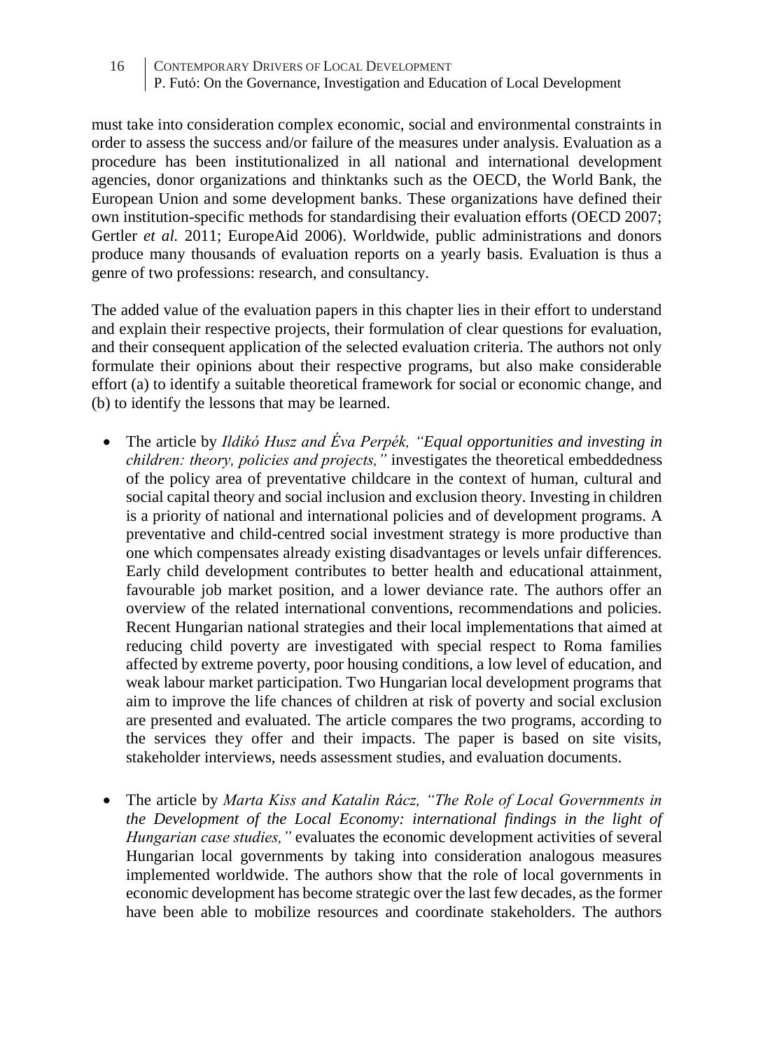must take into consideration complex economic, social and environmental constraints in order to assess the success and/or failure of the measures under analysis. Evaluation as a procedure has been institutionalized in all national and international development agencies, donor organizations and thinktanks such as the OECD, the World Bank, the European Union and some development banks. These organizations have defined their own institution-specific methods for standardising their evaluation efforts (OECD 2007; Gertler *et al.* 2011; EuropeAid 2006). Worldwide, public administrations and donors produce many thousands of evaluation reports on a yearly basis. Evaluation is thus a genre of two professions: research, and consultancy.

The added value of the evaluation papers in this chapter lies in their effort to understand and explain their respective projects, their formulation of clear questions for evaluation, and their consequent application of the selected evaluation criteria. The authors not only formulate their opinions about their respective programs, but also make considerable effort (a) to identify a suitable theoretical framework for social or economic change, and (b) to identify the lessons that may be learned.

- The article by *Ildikó Husz and Éva Perpék, "Equal opportunities and investing in children: theory, policies and projects,"* investigates the theoretical embeddedness of the policy area of preventative childcare in the context of human, cultural and social capital theory and social inclusion and exclusion theory. Investing in children is a priority of national and international policies and of development programs. A preventative and child-centred social investment strategy is more productive than one which compensates already existing disadvantages or levels unfair differences. Early child development contributes to better health and educational attainment, favourable job market position, and a lower deviance rate. The authors offer an overview of the related international conventions, recommendations and policies. Recent Hungarian national strategies and their local implementations that aimed at reducing child poverty are investigated with special respect to Roma families affected by extreme poverty, poor housing conditions, a low level of education, and weak labour market participation. Two Hungarian local development programs that aim to improve the life chances of children at risk of poverty and social exclusion are presented and evaluated. The article compares the two programs, according to the services they offer and their impacts. The paper is based on site visits, stakeholder interviews, needs assessment studies, and evaluation documents.

- The article by *Marta Kiss and Katalin Rácz, "The Role of Local Governments in the Development of the Local Economy: international findings in the light of Hungarian case studies,"* evaluates the economic development activities of several Hungarian local governments by taking into consideration analogous measures implemented worldwide. The authors show that the role of local governments in economic development has become strategic over the last few decades, as the former have been able to mobilize resources and coordinate stakeholders. The authors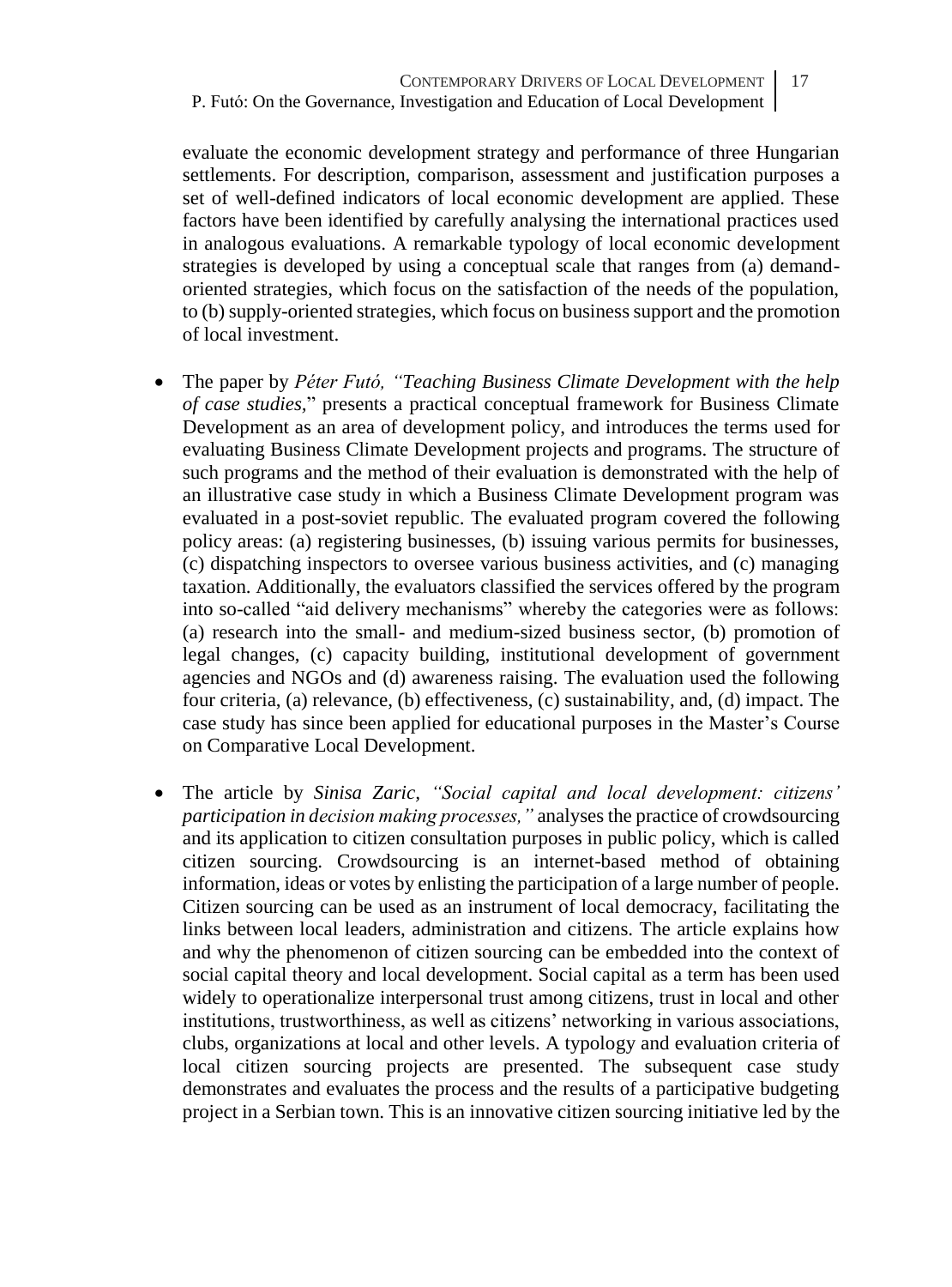evaluate the economic development strategy and performance of three Hungarian settlements. For description, comparison, assessment and justification purposes a set of well-defined indicators of local economic development are applied. These factors have been identified by carefully analysing the international practices used in analogous evaluations. A remarkable typology of local economic development strategies is developed by using a conceptual scale that ranges from (a) demand-oriented strategies, which focus on the satisfaction of the needs of the population, to (b) supply-oriented strategies, which focus on business support and the promotion of local investment.

- The paper by *Péter Futó, "Teaching Business Climate Development with the help of case studies,"* presents a practical conceptual framework for Business Climate Development as an area of development policy, and introduces the terms used for evaluating Business Climate Development projects and programs. The structure of such programs and the method of their evaluation is demonstrated with the help of an illustrative case study in which a Business Climate Development program was evaluated in a post-soviet republic. The evaluated program covered the following policy areas: (a) registering businesses, (b) issuing various permits for businesses, (c) dispatching inspectors to oversee various business activities, and (c) managing taxation. Additionally, the evaluators classified the services offered by the program into so-called "aid delivery mechanisms" whereby the categories were as follows: (a) research into the small- and medium-sized business sector, (b) promotion of legal changes, (c) capacity building, institutional development of government agencies and NGOs and (d) awareness raising. The evaluation used the following four criteria, (a) relevance, (b) effectiveness, (c) sustainability, and, (d) impact. The case study has since been applied for educational purposes in the Master's Course on Comparative Local Development.

- The article by *Sinisa Zaric, "Social capital and local development: citizens' participation in decision making processes,"* analyses the practice of crowdsourcing and its application to citizen consultation purposes in public policy, which is called citizen sourcing. Crowdsourcing is an internet-based method of obtaining information, ideas or votes by enlisting the participation of a large number of people. Citizen sourcing can be used as an instrument of local democracy, facilitating the links between local leaders, administration and citizens. The article explains how and why the phenomenon of citizen sourcing can be embedded into the context of social capital theory and local development. Social capital as a term has been used widely to operationalize interpersonal trust among citizens, trust in local and other institutions, trustworthiness, as well as citizens' networking in various associations, clubs, organizations at local and other levels. A typology and evaluation criteria of local citizen sourcing projects are presented. The subsequent case study demonstrates and evaluates the process and the results of a participative budgeting project in a Serbian town. This is an innovative citizen sourcing initiative led by the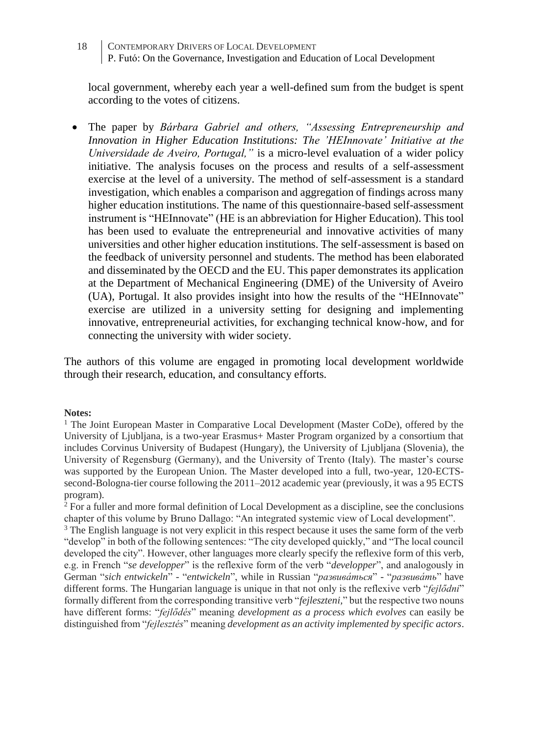local government, whereby each year a well-defined sum from the budget is spent according to the votes of citizens.

- The paper by *Bárbara Gabriel and others, "Assessing Entrepreneurship and Innovation in Higher Education Institutions: The 'HEInnovate' Initiative at the Universidade de Aveiro, Portugal,"* is a micro-level evaluation of a wider policy initiative. The analysis focuses on the process and results of a self-assessment exercise at the level of a university. The method of self-assessment is a standard investigation, which enables a comparison and aggregation of findings across many higher education institutions. The name of this questionnaire-based self-assessment instrument is "HEInnovate" (HE is an abbreviation for Higher Education). This tool has been used to evaluate the entrepreneurial and innovative activities of many universities and other higher education institutions. The self-assessment is based on the feedback of university personnel and students. The method has been elaborated and disseminated by the OECD and the EU. This paper demonstrates its application at the Department of Mechanical Engineering (DME) of the University of Aveiro (UA), Portugal. It also provides insight into how the results of the "HEInnovate" exercise are utilized in a university setting for designing and implementing innovative, entrepreneurial activities, for exchanging technical know-how, and for connecting the university with wider society.

The authors of this volume are engaged in promoting local development worldwide through their research, education, and consultancy efforts.

**Notes:**

[1] The Joint European Master in Comparative Local Development (Master CoDe), offered by the University of Ljubljana, is a two-year Erasmus+ Master Program organized by a consortium that includes Corvinus University of Budapest (Hungary), the University of Ljubljana (Slovenia), the University of Regensburg (Germany), and the University of Trento (Italy). The master's course was supported by the European Union. The Master developed into a full, two-year, 120-ECTS-second-Bologna-tier course following the 2011–2012 academic year (previously, it was a 95 ECTS program).

[2] For a fuller and more formal definition of Local Development as a discipline, see the conclusions chapter of this volume by Bruno Dallago: "An integrated systemic view of Local development".

[3] The English language is not very explicit in this respect because it uses the same form of the verb "develop" in both of the following sentences: "The city developed quickly," and "The local council developed the city". However, other languages more clearly specify the reflexive form of this verb, e.g. in French "*se developper*" is the reflexive form of the verb "*developper*", and analogously in German "*sich entwickeln*" - "*entwickeln*", while in Russian "*развива́ться*" - "*развива́ть*" have different forms. The Hungarian language is unique in that not only is the reflexive verb "*fejlődni*" formally different from the corresponding transitive verb "*fejleszteni*," but the respective two nouns have different forms: "*fejlődés*" meaning *development as a process which evolves* can easily be distinguished from "*fejlesztés*" meaning *development as an activity implemented by specific actors*.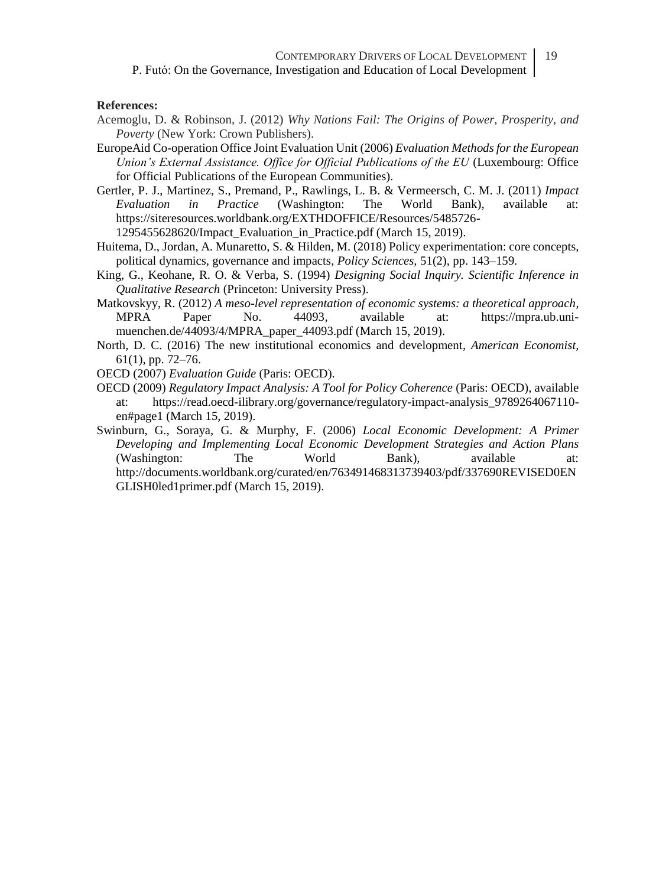**References:**

Acemoglu, D. & Robinson, J. (2012) *Why Nations Fail: The Origins of Power, Prosperity, and Poverty* (New York: Crown Publishers).

EuropeAid Co-operation Office Joint Evaluation Unit (2006) *Evaluation Methods for the European Union's External Assistance. Office for Official Publications of the EU* (Luxembourg: Office for Official Publications of the European Communities).

Gertler, P. J., Martinez, S., Premand, P., Rawlings, L. B. & Vermeersch, C. M. J. (2011) *Impact Evaluation in Practice* (Washington: The World Bank), available at: https://siteresources.worldbank.org/EXTHDOFFICE/Resources/5485726-1295455628620/Impact_Evaluation_in_Practice.pdf (March 15, 2019).

Huitema, D., Jordan, A. Munaretto, S. & Hilden, M. (2018) Policy experimentation: core concepts, political dynamics, governance and impacts, *Policy Sciences*, 51(2), pp. 143–159.

King, G., Keohane, R. O. & Verba, S. (1994) *Designing Social Inquiry. Scientific Inference in Qualitative Research* (Princeton: University Press).

Matkovskyy, R. (2012) *A meso-level representation of economic systems: a theoretical approach*, MPRA Paper No. 44093, available at: https://mpra.ub.uni-muenchen.de/44093/4/MPRA_paper_44093.pdf (March 15, 2019).

North, D. C. (2016) The new institutional economics and development, *American Economist*, 61(1), pp. 72–76.

OECD (2007) *Evaluation Guide* (Paris: OECD).

OECD (2009) *Regulatory Impact Analysis: A Tool for Policy Coherence* (Paris: OECD), available at: https://read.oecd-ilibrary.org/governance/regulatory-impact-analysis_9789264067110-en#page1 (March 15, 2019).

Swinburn, G., Soraya, G. & Murphy, F. (2006) *Local Economic Development: A Primer Developing and Implementing Local Economic Development Strategies and Action Plans* (Washington: The World Bank), available at: http://documents.worldbank.org/curated/en/763491468313739403/pdf/337690REVISED0ENGLISH0led1primer.pdf (March 15, 2019).